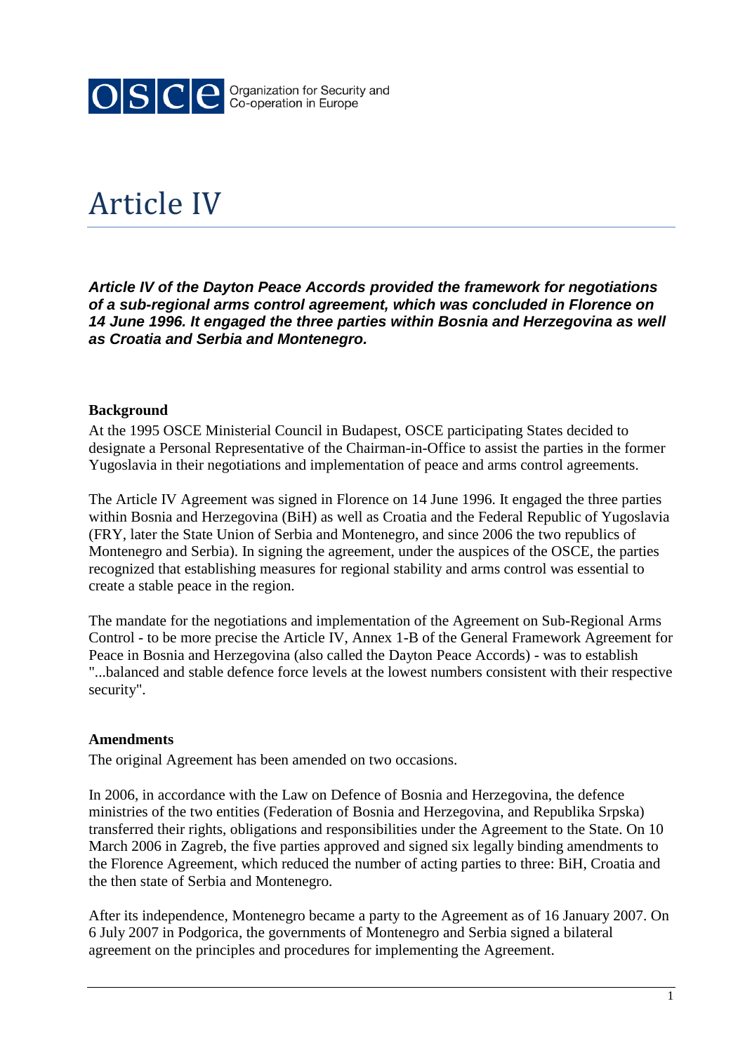# Article IV

***Article IV of the Dayton Peace Accords provided the framework for negotiations of a sub-regional arms control agreement, which was concluded in Florence on 14 June 1996. It engaged the three parties within Bosnia and Herzegovina as well as Croatia and Serbia and Montenegro.***

**Background**

At the 1995 OSCE Ministerial Council in Budapest, OSCE participating States decided to designate a Personal Representative of the Chairman-in-Office to assist the parties in the former Yugoslavia in their negotiations and implementation of peace and arms control agreements.

The Article IV Agreement was signed in Florence on 14 June 1996. It engaged the three parties within Bosnia and Herzegovina (BiH) as well as Croatia and the Federal Republic of Yugoslavia (FRY, later the State Union of Serbia and Montenegro, and since 2006 the two republics of Montenegro and Serbia). In signing the agreement, under the auspices of the OSCE, the parties recognized that establishing measures for regional stability and arms control was essential to create a stable peace in the region.

The mandate for the negotiations and implementation of the Agreement on Sub-Regional Arms Control - to be more precise the Article IV, Annex 1-B of the General Framework Agreement for Peace in Bosnia and Herzegovina (also called the Dayton Peace Accords) - was to establish "...balanced and stable defence force levels at the lowest numbers consistent with their respective security".

**Amendments**

The original Agreement has been amended on two occasions.

In 2006, in accordance with the Law on Defence of Bosnia and Herzegovina, the defence ministries of the two entities (Federation of Bosnia and Herzegovina, and Republika Srpska) transferred their rights, obligations and responsibilities under the Agreement to the State. On 10 March 2006 in Zagreb, the five parties approved and signed six legally binding amendments to the Florence Agreement, which reduced the number of acting parties to three: BiH, Croatia and the then state of Serbia and Montenegro.

After its independence, Montenegro became a party to the Agreement as of 16 January 2007. On 6 July 2007 in Podgorica, the governments of Montenegro and Serbia signed a bilateral agreement on the principles and procedures for implementing the Agreement.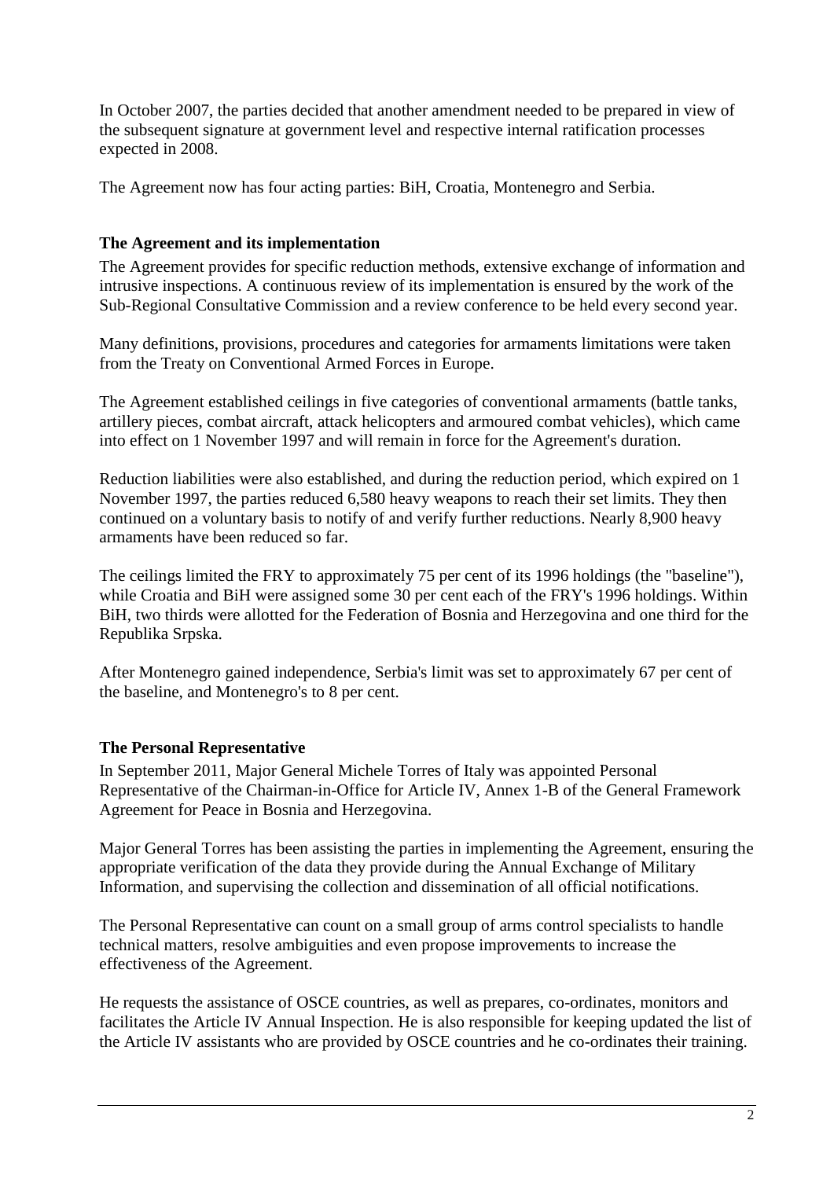In October 2007, the parties decided that another amendment needed to be prepared in view of the subsequent signature at government level and respective internal ratification processes expected in 2008.

The Agreement now has four acting parties: BiH, Croatia, Montenegro and Serbia.

### The Agreement and its implementation

The Agreement provides for specific reduction methods, extensive exchange of information and intrusive inspections. A continuous review of its implementation is ensured by the work of the Sub-Regional Consultative Commission and a review conference to be held every second year.

Many definitions, provisions, procedures and categories for armaments limitations were taken from the Treaty on Conventional Armed Forces in Europe.

The Agreement established ceilings in five categories of conventional armaments (battle tanks, artillery pieces, combat aircraft, attack helicopters and armoured combat vehicles), which came into effect on 1 November 1997 and will remain in force for the Agreement's duration.

Reduction liabilities were also established, and during the reduction period, which expired on 1 November 1997, the parties reduced 6,580 heavy weapons to reach their set limits. They then continued on a voluntary basis to notify of and verify further reductions. Nearly 8,900 heavy armaments have been reduced so far.

The ceilings limited the FRY to approximately 75 per cent of its 1996 holdings (the "baseline"), while Croatia and BiH were assigned some 30 per cent each of the FRY's 1996 holdings. Within BiH, two thirds were allotted for the Federation of Bosnia and Herzegovina and one third for the Republika Srpska.

After Montenegro gained independence, Serbia's limit was set to approximately 67 per cent of the baseline, and Montenegro's to 8 per cent.

### The Personal Representative

In September 2011, Major General Michele Torres of Italy was appointed Personal Representative of the Chairman-in-Office for Article IV, Annex 1-B of the General Framework Agreement for Peace in Bosnia and Herzegovina.

Major General Torres has been assisting the parties in implementing the Agreement, ensuring the appropriate verification of the data they provide during the Annual Exchange of Military Information, and supervising the collection and dissemination of all official notifications.

The Personal Representative can count on a small group of arms control specialists to handle technical matters, resolve ambiguities and even propose improvements to increase the effectiveness of the Agreement.

He requests the assistance of OSCE countries, as well as prepares, co-ordinates, monitors and facilitates the Article IV Annual Inspection. He is also responsible for keeping updated the list of the Article IV assistants who are provided by OSCE countries and he co-ordinates their training.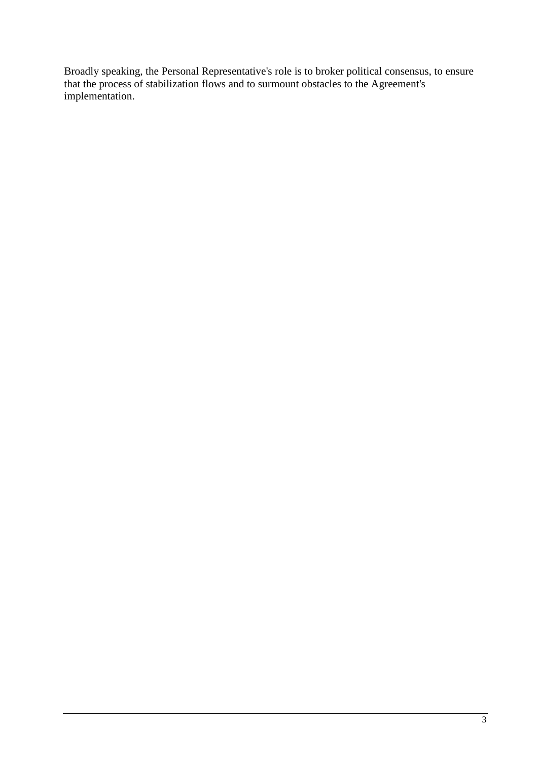Broadly speaking, the Personal Representative's role is to broker political consensus, to ensure that the process of stabilization flows and to surmount obstacles to the Agreement's implementation.